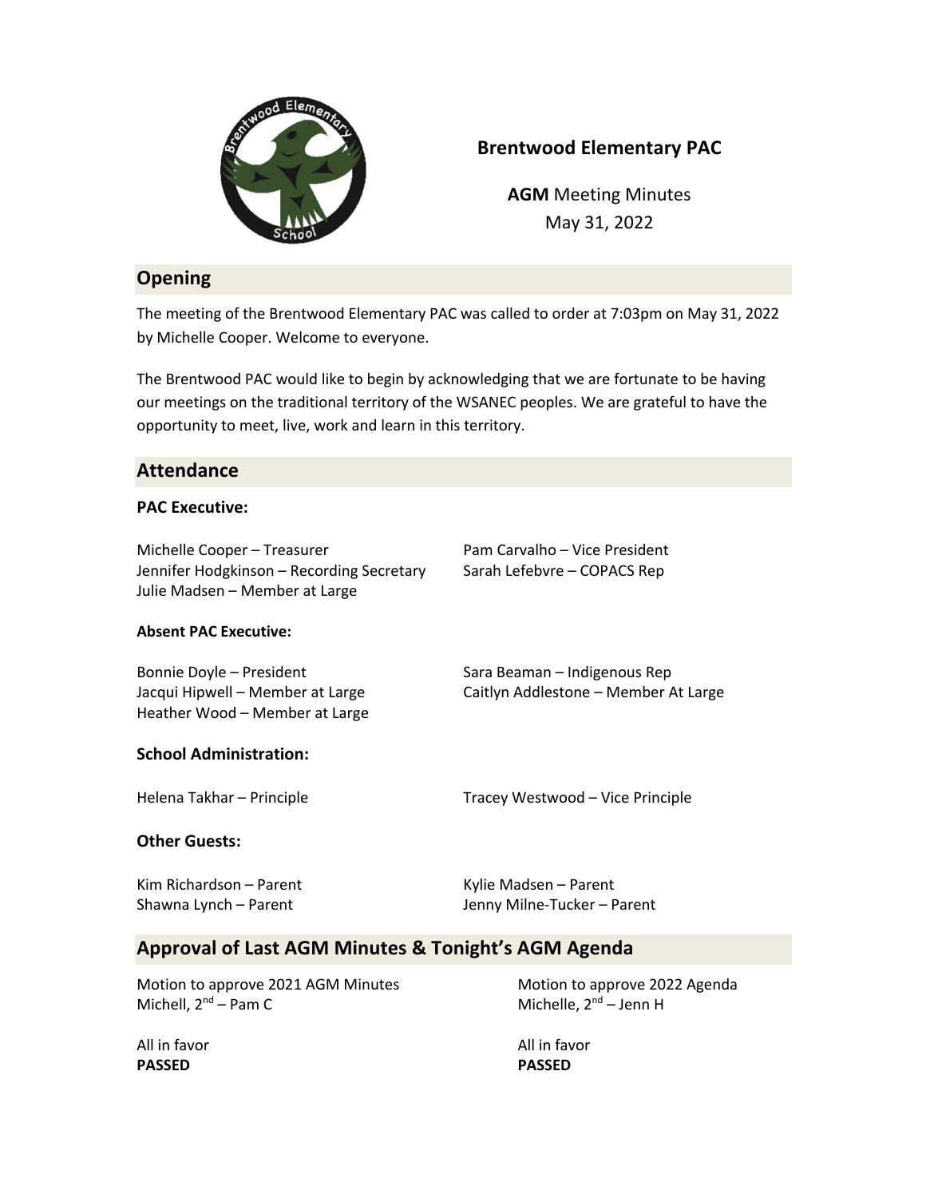# Brentwood Elementary PAC

**AGM** Meeting Minutes
May 31, 2022

## Opening

The meeting of the Brentwood Elementary PAC was called to order at 7:03pm on May 31, 2022 by Michelle Cooper. Welcome to everyone.

The Brentwood PAC would like to begin by acknowledging that we are fortunate to be having our meetings on the traditional territory of the WSANEC peoples. We are grateful to have the opportunity to meet, live, work and learn in this territory.

## Attendance

### PAC Executive:

Michelle Cooper – Treasurer
Jennifer Hodgkinson – Recording Secretary
Julie Madsen – Member at Large
Pam Carvalho – Vice President
Sarah Lefebvre – COPACS Rep

#### Absent PAC Executive:

Bonnie Doyle – President
Jacqui Hipwell – Member at Large
Heather Wood – Member at Large
Sara Beaman – Indigenous Rep
Caitlyn Addlestone – Member At Large

### School Administration:

Helena Takhar – Principle
Tracey Westwood – Vice Principle

### Other Guests:

Kim Richardson – Parent
Shawna Lynch – Parent
Kylie Madsen – Parent
Jenny Milne-Tucker – Parent

## Approval of Last AGM Minutes & Tonight's AGM Agenda

Motion to approve 2021 AGM Minutes
Michell, 2nd – Pam C

All in favor
**PASSED**

Motion to approve 2022 Agenda
Michelle, 2nd – Jenn H

All in favor
**PASSED**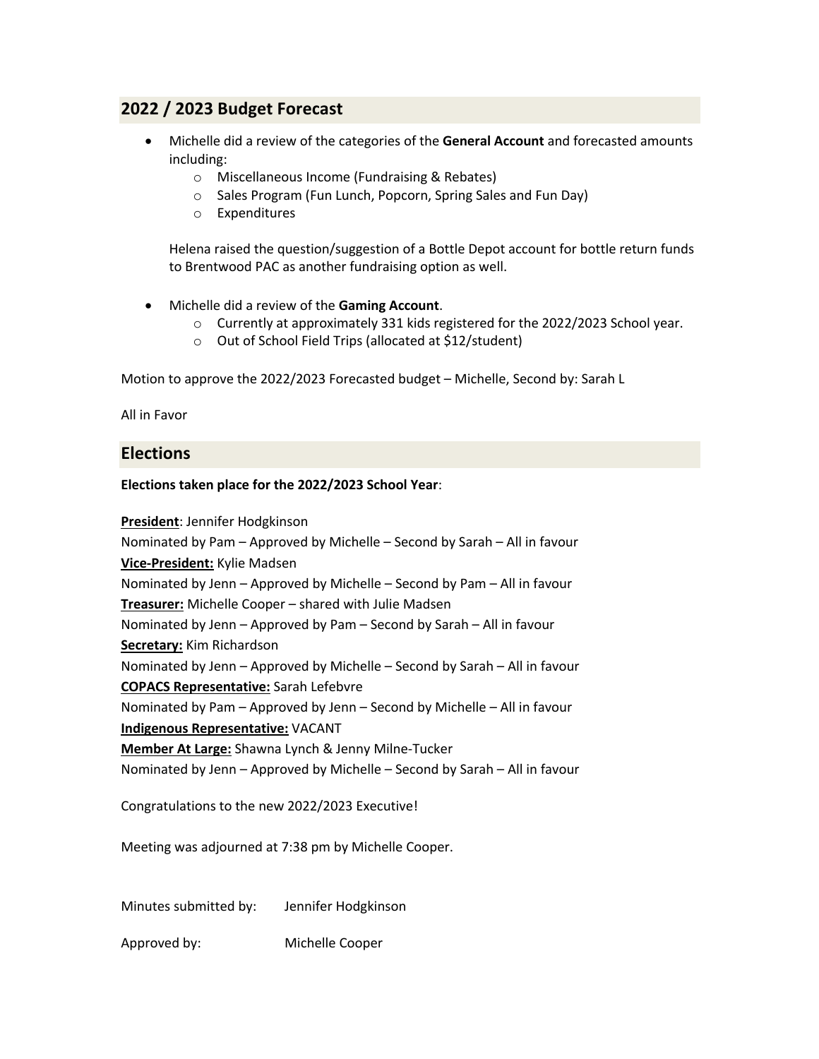## 2022 / 2023 Budget Forecast

- Michelle did a review of the categories of the **General Account** and forecasted amounts including:
  - Miscellaneous Income (Fundraising & Rebates)
  - Sales Program (Fun Lunch, Popcorn, Spring Sales and Fun Day)
  - Expenditures

  Helena raised the question/suggestion of a Bottle Depot account for bottle return funds to Brentwood PAC as another fundraising option as well.

- Michelle did a review of the **Gaming Account**.
  - Currently at approximately 331 kids registered for the 2022/2023 School year.
  - Out of School Field Trips (allocated at $12/student)

Motion to approve the 2022/2023 Forecasted budget – Michelle, Second by: Sarah L

All in Favor

## Elections

**Elections taken place for the 2022/2023 School Year**:

**President**: Jennifer Hodgkinson
Nominated by Pam – Approved by Michelle – Second by Sarah – All in favour
**Vice-President:** Kylie Madsen
Nominated by Jenn – Approved by Michelle – Second by Pam – All in favour
**Treasurer:** Michelle Cooper – shared with Julie Madsen
Nominated by Jenn – Approved by Pam – Second by Sarah – All in favour
**Secretary:** Kim Richardson
Nominated by Jenn – Approved by Michelle – Second by Sarah – All in favour
**COPACS Representative:** Sarah Lefebvre
Nominated by Pam – Approved by Jenn – Second by Michelle – All in favour
**Indigenous Representative:** VACANT
**Member At Large:** Shawna Lynch & Jenny Milne-Tucker
Nominated by Jenn – Approved by Michelle – Second by Sarah – All in favour

Congratulations to the new 2022/2023 Executive!

Meeting was adjourned at 7:38 pm by Michelle Cooper.

Minutes submitted by: Jennifer Hodgkinson

Approved by: Michelle Cooper